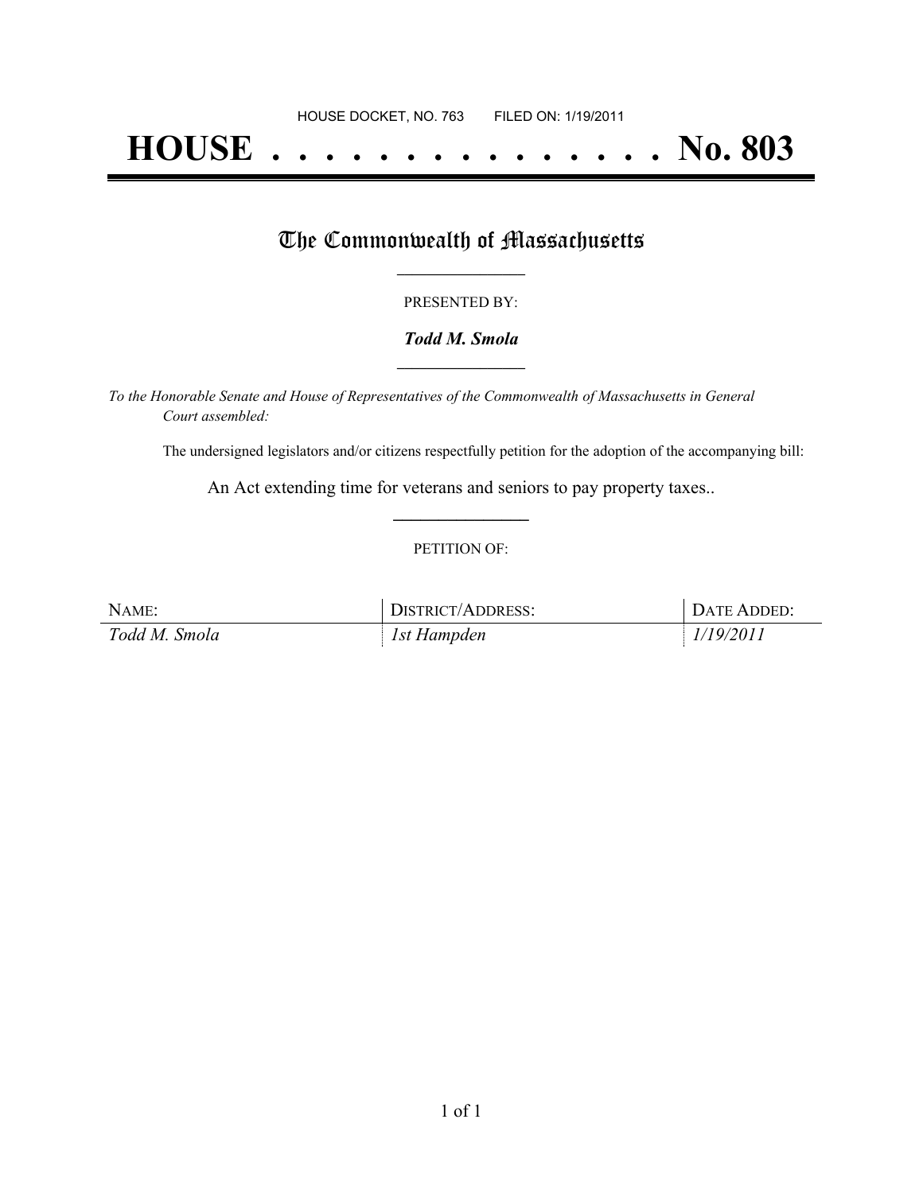HOUSE DOCKET, NO. 763 FILED ON: 1/19/2011

# HOUSE . . . . . . . . . . . . . . . No. 803

## The Commonwealth of Massachusetts

PRESENTED BY:

***Todd M. Smola***

*To the Honorable Senate and House of Representatives of the Commonwealth of Massachusetts in General Court assembled:*

The undersigned legislators and/or citizens respectfully petition for the adoption of the accompanying bill:

An Act extending time for veterans and seniors to pay property taxes..

PETITION OF:

| NAME: | DISTRICT/ADDRESS: | DATE ADDED: |
|---|---|---|
| *Todd M. Smola* | *1st Hampden* | *1/19/2011* |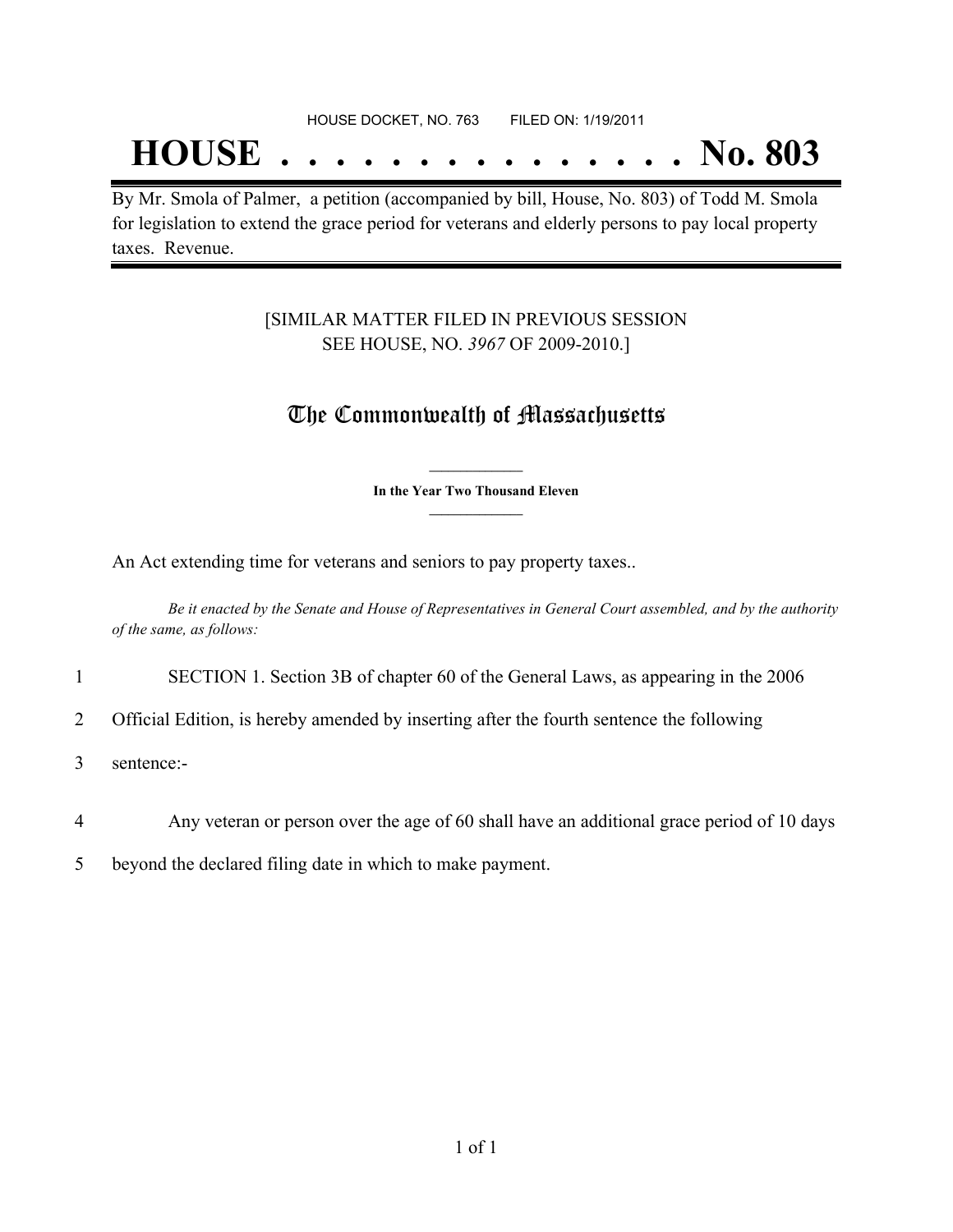HOUSE DOCKET, NO. 763        FILED ON: 1/19/2011

# HOUSE . . . . . . . . . . . . . . . No. 803

By Mr. Smola of Palmer, a petition (accompanied by bill, House, No. 803) of Todd M. Smola for legislation to extend the grace period for veterans and elderly persons to pay local property taxes. Revenue.

[SIMILAR MATTER FILED IN PREVIOUS SESSION
SEE HOUSE, NO. *3967* OF 2009-2010.]

## The Commonwealth of Massachusetts

**In the Year Two Thousand Eleven**

An Act extending time for veterans and seniors to pay property taxes..

*Be it enacted by the Senate and House of Representatives in General Court assembled, and by the authority of the same, as follows:*

1 SECTION 1. Section 3B of chapter 60 of the General Laws, as appearing in the 2006
2 Official Edition, is hereby amended by inserting after the fourth sentence the following
3 sentence:-

4 Any veteran or person over the age of 60 shall have an additional grace period of 10 days
5 beyond the declared filing date in which to make payment.